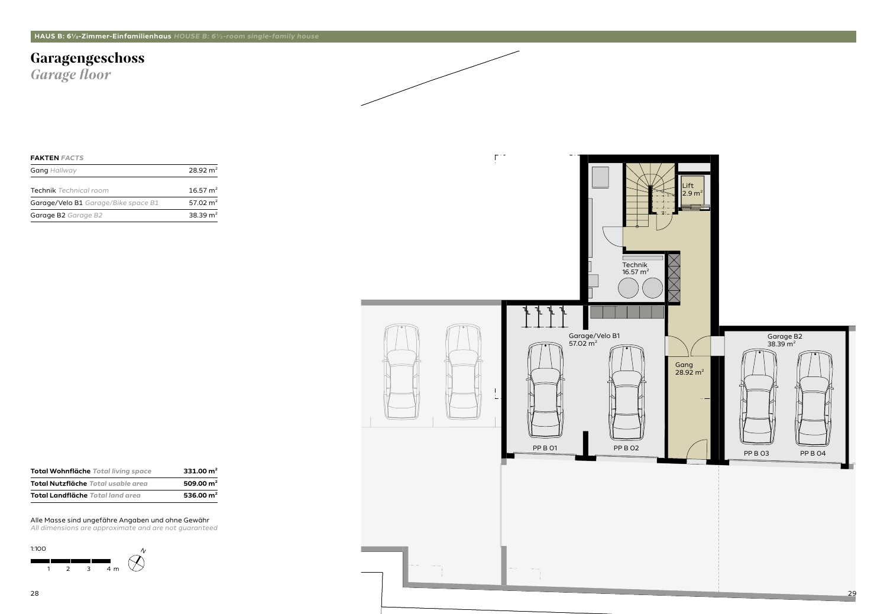**HAUS B: 6½-Zimmer-Einfamilienhaus** *HOUSE B: 6½-room single-family house*

# Garagengeschoss

## *Garage floor*

| **FAKTEN** *FACTS* | |
|---|---|
| Gang *Hallway* | 28.92 m² |
| Technik *Technical room* | 16.57 m² |
| Garage/Velo B1 *Garage/Bike space B1* | 57.02 m² |
| Garage B2 *Garage B2* | 38.39 m² |

| | |
|---|---|
| **Total Wohnfläche** *Total living space* | **331.00 m²** |
| **Total Nutzfläche** *Total usable area* | **509.00 m²** |
| **Total Landfläche** *Total land area* | **536.00 m²** |

Alle Masse sind ungefähre Angaben und ohne Gewähr
*All dimensions are approximate and are not guaranteed*

1:100

1 2 3 4 m

N

Lift 2.9 m²

Technik 16.57 m²

Garage/Velo B1 57.02 m²

Gang 28.92 m²

Garage B2 38.39 m²

PP B 01

PP B 02

PP B 03

PP B 04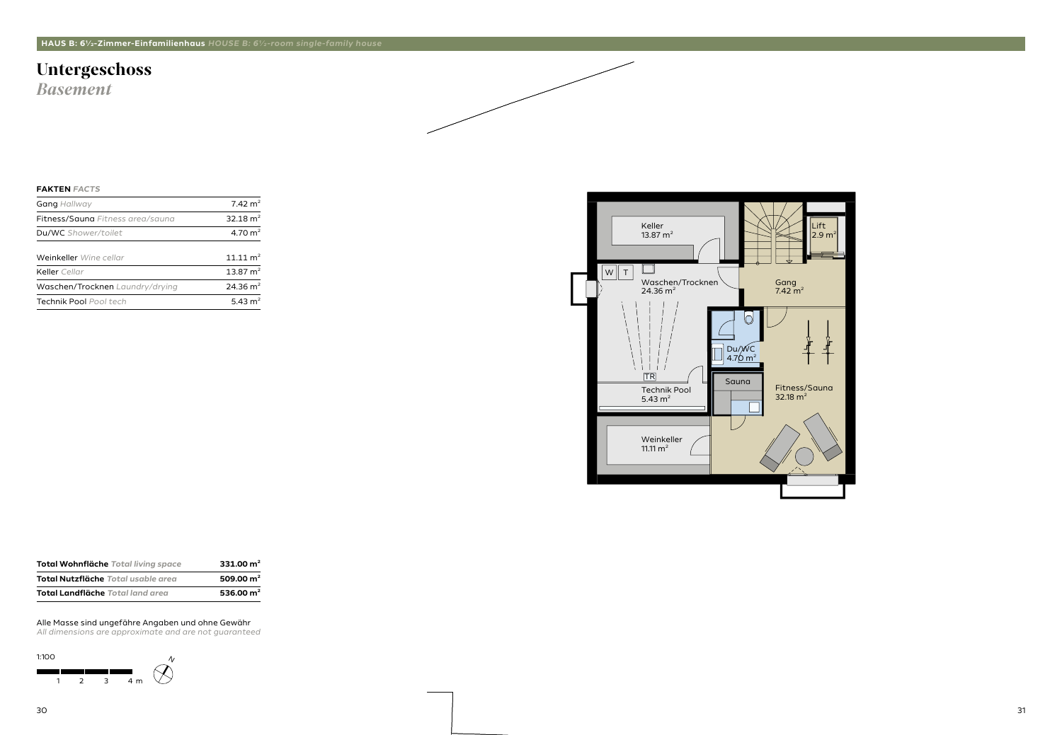**HAUS B: 6½-Zimmer-Einfamilienhaus** *HOUSE B: 6½-room single-family house*

# Untergeschoss
## *Basement*

**FAKTEN** *FACTS*

| | |
|---|---|
| Gang *Hallway* | 7.42 m² |
| Fitness/Sauna *Fitness area/sauna* | 32.18 m² |
| Du/WC *Shower/toilet* | 4.70 m² |
| | |
| Weinkeller *Wine cellar* | 11.11 m² |
| Keller *Cellar* | 13.87 m² |
| Waschen/Trocknen *Laundry/drying* | 24.36 m² |
| Technik Pool *Pool tech* | 5.43 m² |

| | |
|---|---|
| **Total Wohnfläche** *Total living space* | **331.00 m²** |
| **Total Nutzfläche** *Total usable area* | **509.00 m²** |
| **Total Landfläche** *Total land area* | **536.00 m²** |

Alle Masse sind ungefähre Angaben und ohne Gewähr
*All dimensions are approximate and are not guaranteed*

1:100

1 2 3 4 m

N

Keller 13.87 m²

Lift 2.9 m²

W T

Waschen/Trocknen 24.36 m²

Gang 7.42 m²

Du/WC 4.70 m²

TR

Sauna

Technik Pool 5.43 m²

Fitness/Sauna 32.18 m²

Weinkeller 11.11 m²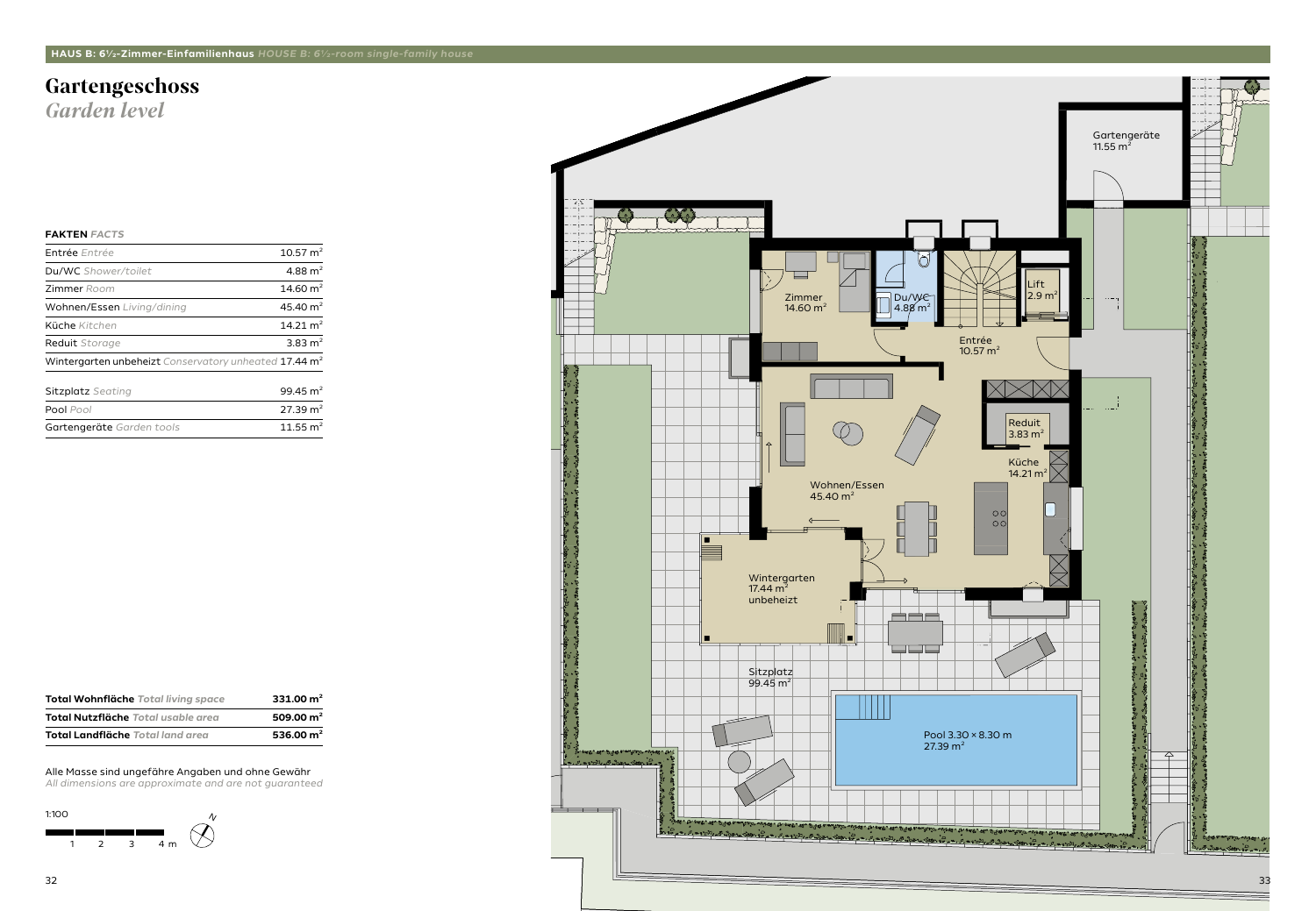# Gartengeschoss
*Garden level*

**FAKTEN** *FACTS*

| | |
|---|---|
| Entrée *Entrée* | 10.57 m² |
| Du/WC *Shower/toilet* | 4.88 m² |
| Zimmer *Room* | 14.60 m² |
| Wohnen/Essen *Living/dining* | 45.40 m² |
| Küche *Kitchen* | 14.21 m² |
| Reduit *Storage* | 3.83 m² |
| Wintergarten unbeheizt *Conservatory unheated* | 17.44 m² |
| Sitzplatz *Seating* | 99.45 m² |
| Pool *Pool* | 27.39 m² |
| Gartengeräte *Garden tools* | 11.55 m² |

| | |
|---|---|
| **Total Wohnfläche** *Total living space* | **331.00 m²** |
| **Total Nutzfläche** *Total usable area* | **509.00 m²** |
| **Total Landfläche** *Total land area* | **536.00 m²** |

Alle Masse sind ungefähre Angaben und ohne Gewähr
*All dimensions are approximate and are not guaranteed*

1:100

1 2 3 4 m

N

Gartengeräte 11.55 m²

Zimmer 14.60 m²

Du/WC 4.88 m²

Lift 2.9 m²

Entrée 10.57 m²

Reduit 3.83 m²

Küche 14.21 m²

Wohnen/Essen 45.40 m²

Wintergarten 17.44 m² unbeheizt

Sitzplatz 99.45 m²

Pool 3.30 × 8.30 m 27.39 m²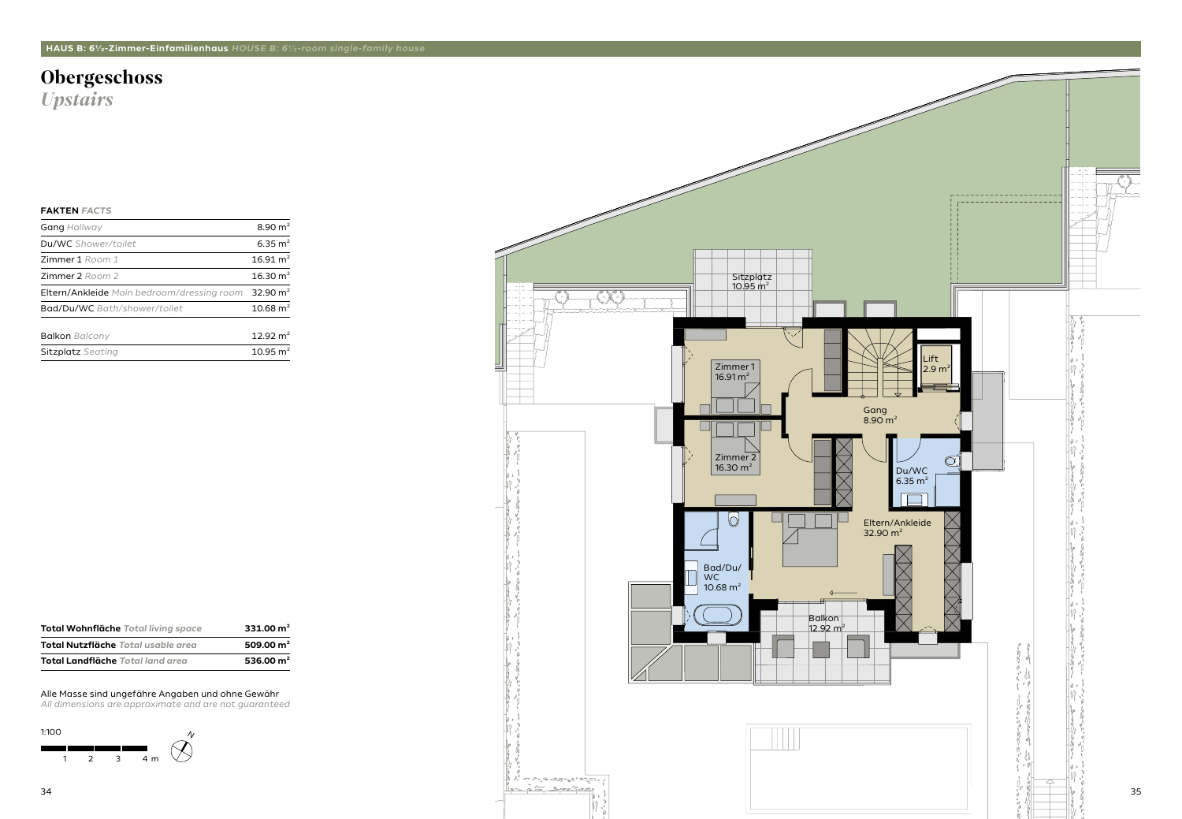HAUS B: 6½-Zimmer-Einfamilienhaus *HOUSE B: 6½-room single-family house*

# Obergeschoss
*Upstairs*

**FAKTEN** *FACTS*

| | |
|---|---|
| Gang *Hallway* | 8.90 m² |
| Du/WC *Shower/toilet* | 6.35 m² |
| Zimmer 1 *Room 1* | 16.91 m² |
| Zimmer 2 *Room 2* | 16.30 m² |
| Eltern/Ankleide *Main bedroom/dressing room* | 32.90 m² |
| Bad/Du/WC *Bath/shower/toilet* | 10.68 m² |
| Balkon *Balcony* | 12.92 m² |
| Sitzplatz *Seating* | 10.95 m² |

| | |
|---|---|
| **Total Wohnfläche** *Total living space* | **331.00 m²** |
| **Total Nutzfläche** *Total usable area* | **509.00 m²** |
| **Total Landfläche** *Total land area* | **536.00 m²** |

Alle Masse sind ungefähre Angaben und ohne Gewähr
*All dimensions are approximate and are not guaranteed*

1:100

1 2 3 4 m

N

Sitzplatz 10.95 m²

Zimmer 1 16.91 m²

Lift 2.9 m²

Gang 8.90 m²

Zimmer 2 16.30 m²

Du/WC 6.35 m²

Eltern/Ankleide 32.90 m²

Bad/Du/WC 10.68 m²

Balkon 12.92 m²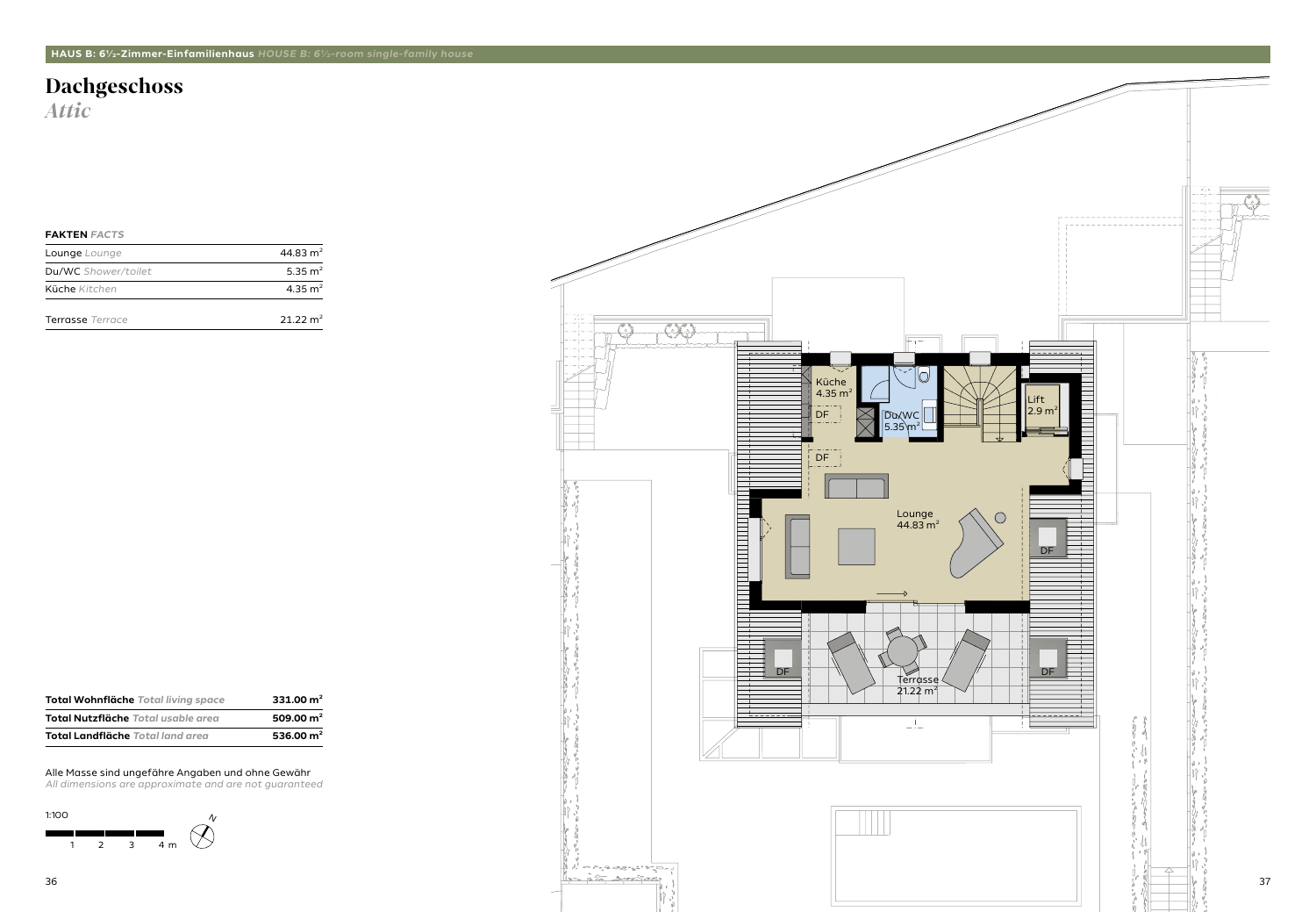HAUS B: 6½-Zimmer-Einfamilienhaus *HOUSE B: 6½-room single-family house*

# Dachgeschoss

*Attic*

**FAKTEN** *FACTS*

| | |
|---|---|
| Lounge *Lounge* | 44.83 m² |
| Du/WC *Shower/toilet* | 5.35 m² |
| Küche *Kitchen* | 4.35 m² |
| Terrasse *Terrace* | 21.22 m² |

| | |
|---|---|
| **Total Wohnfläche** *Total living space* | **331.00 m²** |
| **Total Nutzfläche** *Total usable area* | **509.00 m²** |
| **Total Landfläche** *Total land area* | **536.00 m²** |

Alle Masse sind ungefähre Angaben und ohne Gewähr
*All dimensions are approximate and are not guaranteed*

1:100

1 2 3 4 m

N

Küche
4.35 m²

DF

DF

Du/WC
5.35 m²

Lift
2.9 m²

Lounge
44.83 m²

DF

DF

Terrasse
21.22 m²

DF